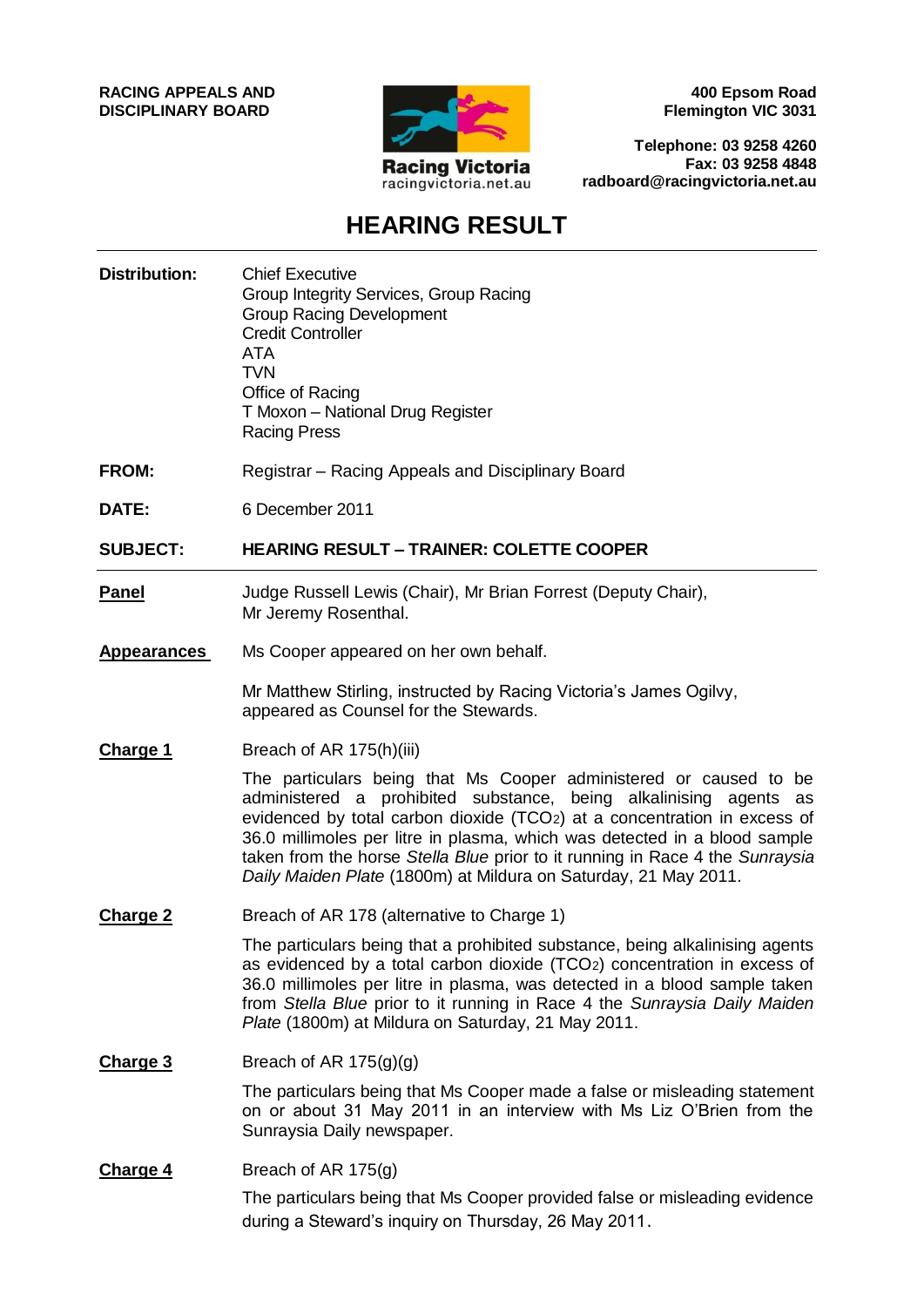**RACING APPEALS AND DISCIPLINARY BOARD**

Racing Victoria
racingvictoria.net.au

**400 Epsom Road**
**Flemington VIC 3031**

**Telephone: 03 9258 4260**
**Fax: 03 9258 4848**
**radboard@racingvictoria.net.au**

# HEARING RESULT

**Distribution:** Chief Executive
Group Integrity Services, Group Racing
Group Racing Development
Credit Controller
ATA
TVN
Office of Racing
T Moxon – National Drug Register
Racing Press

**FROM:** Registrar – Racing Appeals and Disciplinary Board

**DATE:** 6 December 2011

**SUBJECT:** **HEARING RESULT – TRAINER: COLETTE COOPER**

---

**Panel** Judge Russell Lewis (Chair), Mr Brian Forrest (Deputy Chair), Mr Jeremy Rosenthal.

**Appearances** Ms Cooper appeared on her own behalf.

Mr Matthew Stirling, instructed by Racing Victoria's James Ogilvy, appeared as Counsel for the Stewards.

**Charge 1** Breach of AR 175(h)(iii)

The particulars being that Ms Cooper administered or caused to be administered a prohibited substance, being alkalinising agents as evidenced by total carbon dioxide ($TCO_2$) at a concentration in excess of 36.0 millimoles per litre in plasma, which was detected in a blood sample taken from the horse *Stella Blue* prior to it running in Race 4 the *Sunraysia Daily Maiden Plate* (1800m) at Mildura on Saturday, 21 May 2011.

**Charge 2** Breach of AR 178 (alternative to Charge 1)

The particulars being that a prohibited substance, being alkalinising agents as evidenced by a total carbon dioxide ($TCO_2$) concentration in excess of 36.0 millimoles per litre in plasma, was detected in a blood sample taken from *Stella Blue* prior to it running in Race 4 the *Sunraysia Daily Maiden Plate* (1800m) at Mildura on Saturday, 21 May 2011.

**Charge 3** Breach of AR 175(g)(g)

The particulars being that Ms Cooper made a false or misleading statement on or about 31 May 2011 in an interview with Ms Liz O'Brien from the Sunraysia Daily newspaper.

**Charge 4** Breach of AR 175(g)

The particulars being that Ms Cooper provided false or misleading evidence during a Steward's inquiry on Thursday, 26 May 2011.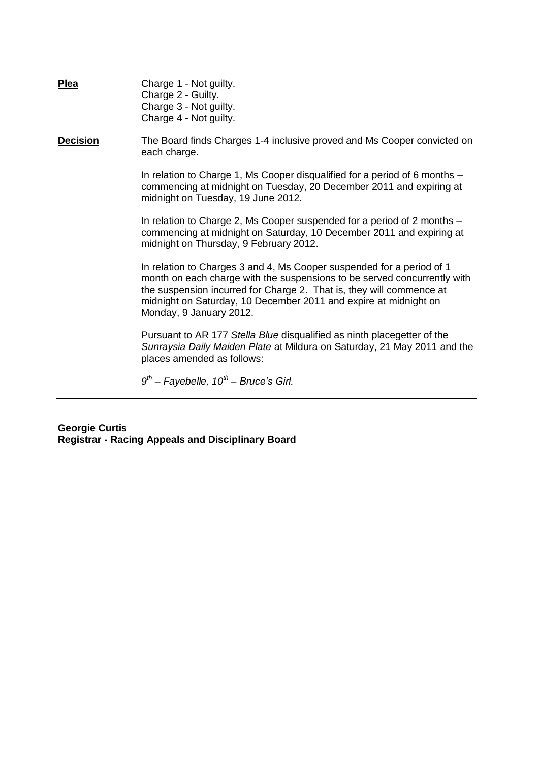**Plea** Charge 1 - Not guilty.
Charge 2 - Guilty.
Charge 3 - Not guilty.
Charge 4 - Not guilty.

**Decision** The Board finds Charges 1-4 inclusive proved and Ms Cooper convicted on each charge.

In relation to Charge 1, Ms Cooper disqualified for a period of 6 months – commencing at midnight on Tuesday, 20 December 2011 and expiring at midnight on Tuesday, 19 June 2012.

In relation to Charge 2, Ms Cooper suspended for a period of 2 months – commencing at midnight on Saturday, 10 December 2011 and expiring at midnight on Thursday, 9 February 2012.

In relation to Charges 3 and 4, Ms Cooper suspended for a period of 1 month on each charge with the suspensions to be served concurrently with the suspension incurred for Charge 2. That is, they will commence at midnight on Saturday, 10 December 2011 and expire at midnight on Monday, 9 January 2012.

Pursuant to AR 177 *Stella Blue* disqualified as ninth placegetter of the *Sunraysia Daily Maiden Plate* at Mildura on Saturday, 21 May 2011 and the places amended as follows:

*9th – Fayebelle, 10th – Bruce's Girl.*

---

**Georgie Curtis**
**Registrar - Racing Appeals and Disciplinary Board**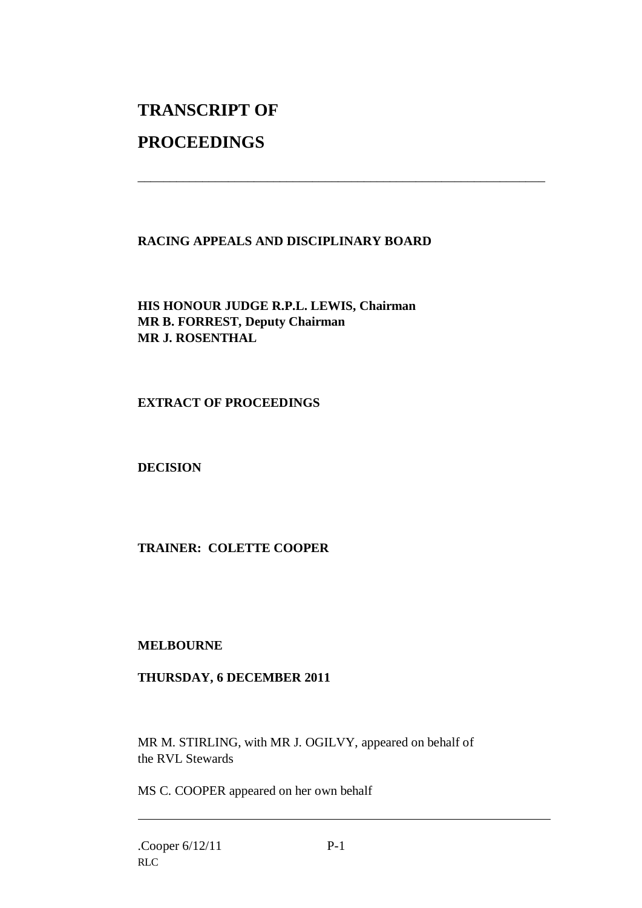# TRANSCRIPT OF

# PROCEEDINGS

---

**RACING APPEALS AND DISCIPLINARY BOARD**

**HIS HONOUR JUDGE R.P.L. LEWIS, Chairman**
**MR B. FORREST, Deputy Chairman**
**MR J. ROSENTHAL**

**EXTRACT OF PROCEEDINGS**

**DECISION**

**TRAINER: COLETTE COOPER**

**MELBOURNE**

**THURSDAY, 6 DECEMBER 2011**

MR M. STIRLING, with MR J. OGILVY, appeared on behalf of the RVL Stewards

MS C. COOPER appeared on her own behalf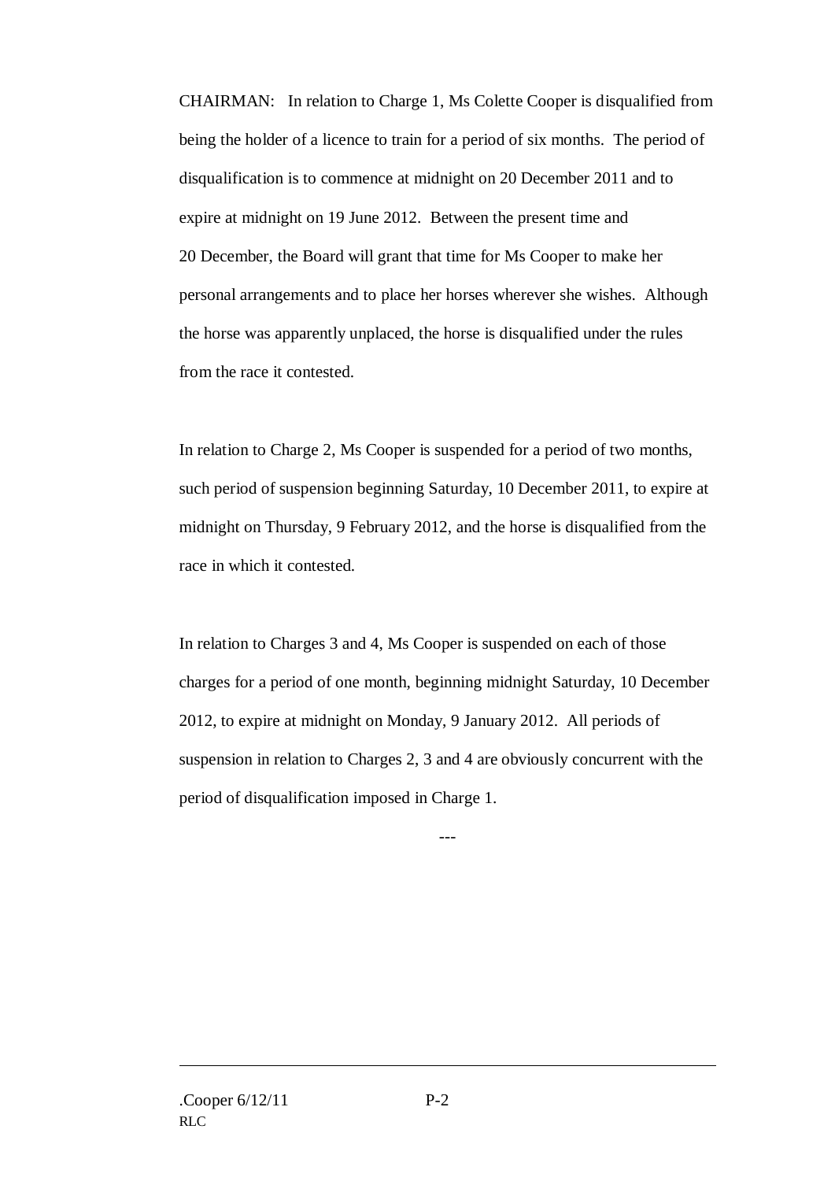CHAIRMAN: In relation to Charge 1, Ms Colette Cooper is disqualified from being the holder of a licence to train for a period of six months. The period of disqualification is to commence at midnight on 20 December 2011 and to expire at midnight on 19 June 2012. Between the present time and 20 December, the Board will grant that time for Ms Cooper to make her personal arrangements and to place her horses wherever she wishes. Although the horse was apparently unplaced, the horse is disqualified under the rules from the race it contested.

In relation to Charge 2, Ms Cooper is suspended for a period of two months, such period of suspension beginning Saturday, 10 December 2011, to expire at midnight on Thursday, 9 February 2012, and the horse is disqualified from the race in which it contested.

In relation to Charges 3 and 4, Ms Cooper is suspended on each of those charges for a period of one month, beginning midnight Saturday, 10 December 2012, to expire at midnight on Monday, 9 January 2012. All periods of suspension in relation to Charges 2, 3 and 4 are obviously concurrent with the period of disqualification imposed in Charge 1.

---